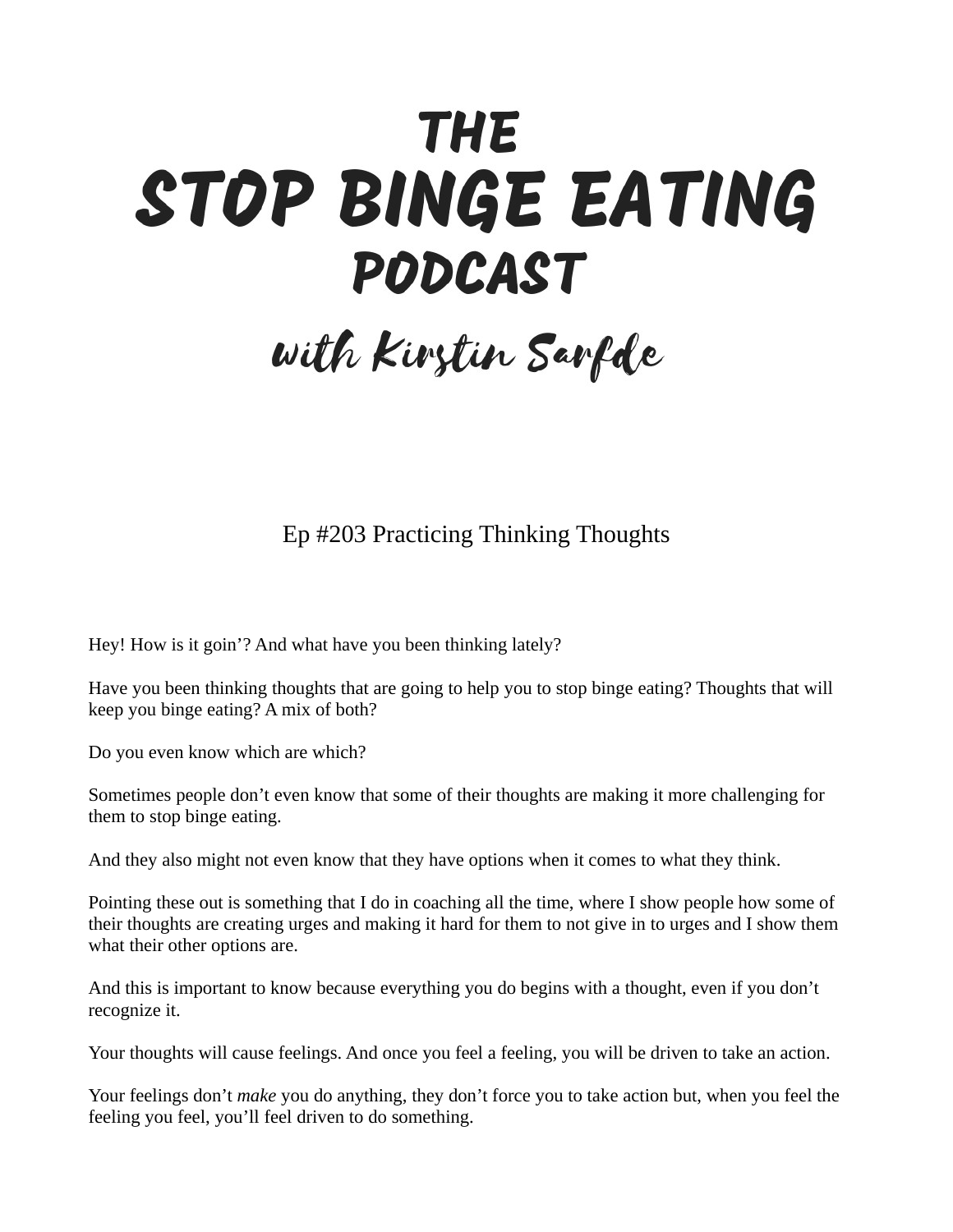# THE STOP BINGE EATING PODCAST

## with Kirstin Sarfde

### Ep #203 Practicing Thinking Thoughts

Hey! How is it goin'? And what have you been thinking lately?

Have you been thinking thoughts that are going to help you to stop binge eating? Thoughts that will keep you binge eating? A mix of both?

Do you even know which are which?

Sometimes people don't even know that some of their thoughts are making it more challenging for them to stop binge eating.

And they also might not even know that they have options when it comes to what they think.

Pointing these out is something that I do in coaching all the time, where I show people how some of their thoughts are creating urges and making it hard for them to not give in to urges and I show them what their other options are.

And this is important to know because everything you do begins with a thought, even if you don't recognize it.

Your thoughts will cause feelings. And once you feel a feeling, you will be driven to take an action.

Your feelings don't *make* you do anything, they don't force you to take action but, when you feel the feeling you feel, you'll feel driven to do something.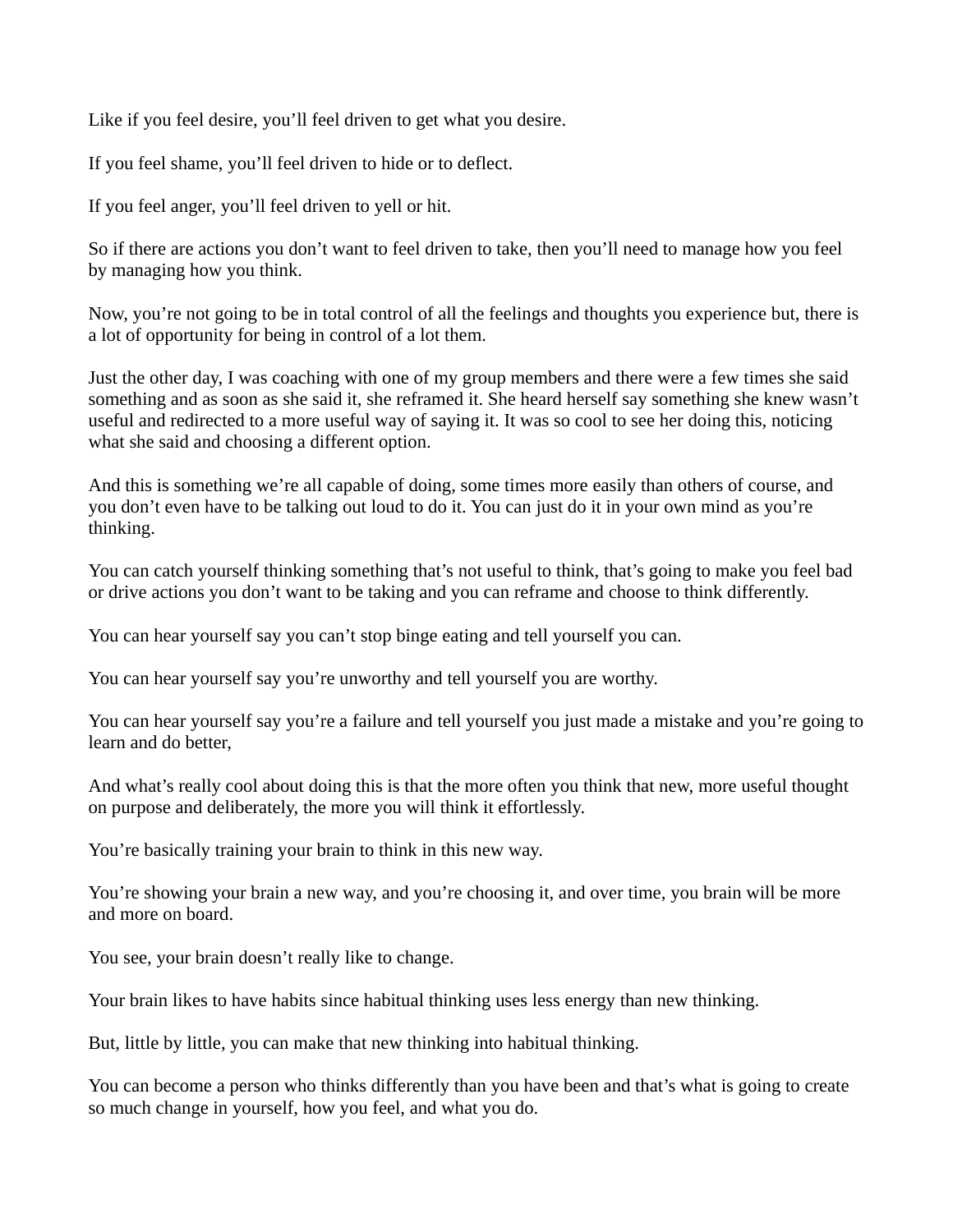Like if you feel desire, you'll feel driven to get what you desire.

If you feel shame, you'll feel driven to hide or to deflect.

If you feel anger, you'll feel driven to yell or hit.

So if there are actions you don't want to feel driven to take, then you'll need to manage how you feel by managing how you think.

Now, you're not going to be in total control of all the feelings and thoughts you experience but, there is a lot of opportunity for being in control of a lot them.

Just the other day, I was coaching with one of my group members and there were a few times she said something and as soon as she said it, she reframed it. She heard herself say something she knew wasn't useful and redirected to a more useful way of saying it. It was so cool to see her doing this, noticing what she said and choosing a different option.

And this is something we're all capable of doing, some times more easily than others of course, and you don't even have to be talking out loud to do it. You can just do it in your own mind as you're thinking.

You can catch yourself thinking something that's not useful to think, that's going to make you feel bad or drive actions you don't want to be taking and you can reframe and choose to think differently.

You can hear yourself say you can't stop binge eating and tell yourself you can.

You can hear yourself say you're unworthy and tell yourself you are worthy.

You can hear yourself say you're a failure and tell yourself you just made a mistake and you're going to learn and do better,

And what's really cool about doing this is that the more often you think that new, more useful thought on purpose and deliberately, the more you will think it effortlessly.

You're basically training your brain to think in this new way.

You're showing your brain a new way, and you're choosing it, and over time, you brain will be more and more on board.

You see, your brain doesn't really like to change.

Your brain likes to have habits since habitual thinking uses less energy than new thinking.

But, little by little, you can make that new thinking into habitual thinking.

You can become a person who thinks differently than you have been and that's what is going to create so much change in yourself, how you feel, and what you do.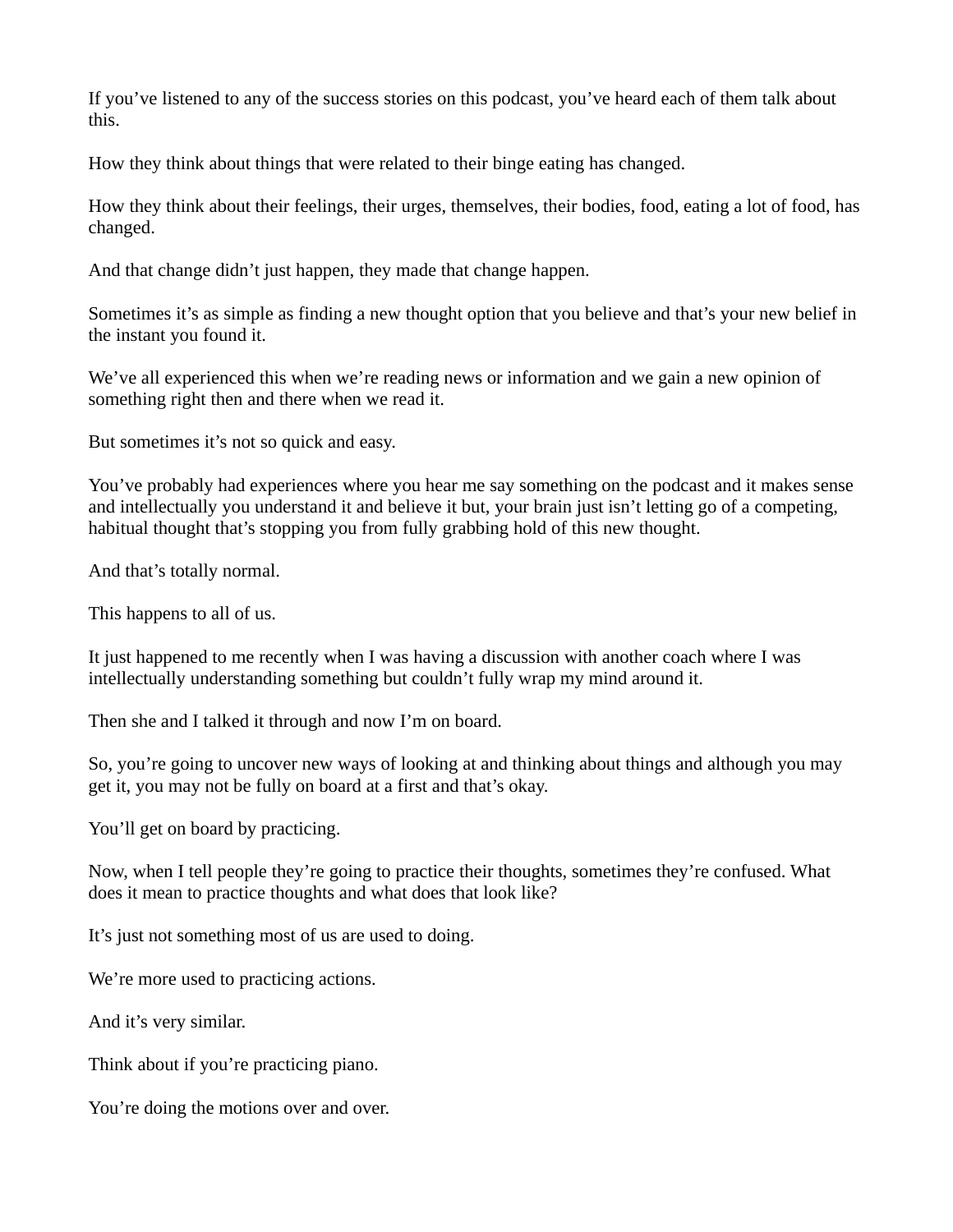If you've listened to any of the success stories on this podcast, you've heard each of them talk about this.

How they think about things that were related to their binge eating has changed.

How they think about their feelings, their urges, themselves, their bodies, food, eating a lot of food, has changed.

And that change didn't just happen, they made that change happen.

Sometimes it's as simple as finding a new thought option that you believe and that's your new belief in the instant you found it.

We've all experienced this when we're reading news or information and we gain a new opinion of something right then and there when we read it.

But sometimes it's not so quick and easy.

You've probably had experiences where you hear me say something on the podcast and it makes sense and intellectually you understand it and believe it but, your brain just isn't letting go of a competing, habitual thought that's stopping you from fully grabbing hold of this new thought.

And that's totally normal.

This happens to all of us.

It just happened to me recently when I was having a discussion with another coach where I was intellectually understanding something but couldn't fully wrap my mind around it.

Then she and I talked it through and now I'm on board.

So, you're going to uncover new ways of looking at and thinking about things and although you may get it, you may not be fully on board at a first and that's okay.

You'll get on board by practicing.

Now, when I tell people they're going to practice their thoughts, sometimes they're confused. What does it mean to practice thoughts and what does that look like?

It's just not something most of us are used to doing.

We're more used to practicing actions.

And it's very similar.

Think about if you're practicing piano.

You're doing the motions over and over.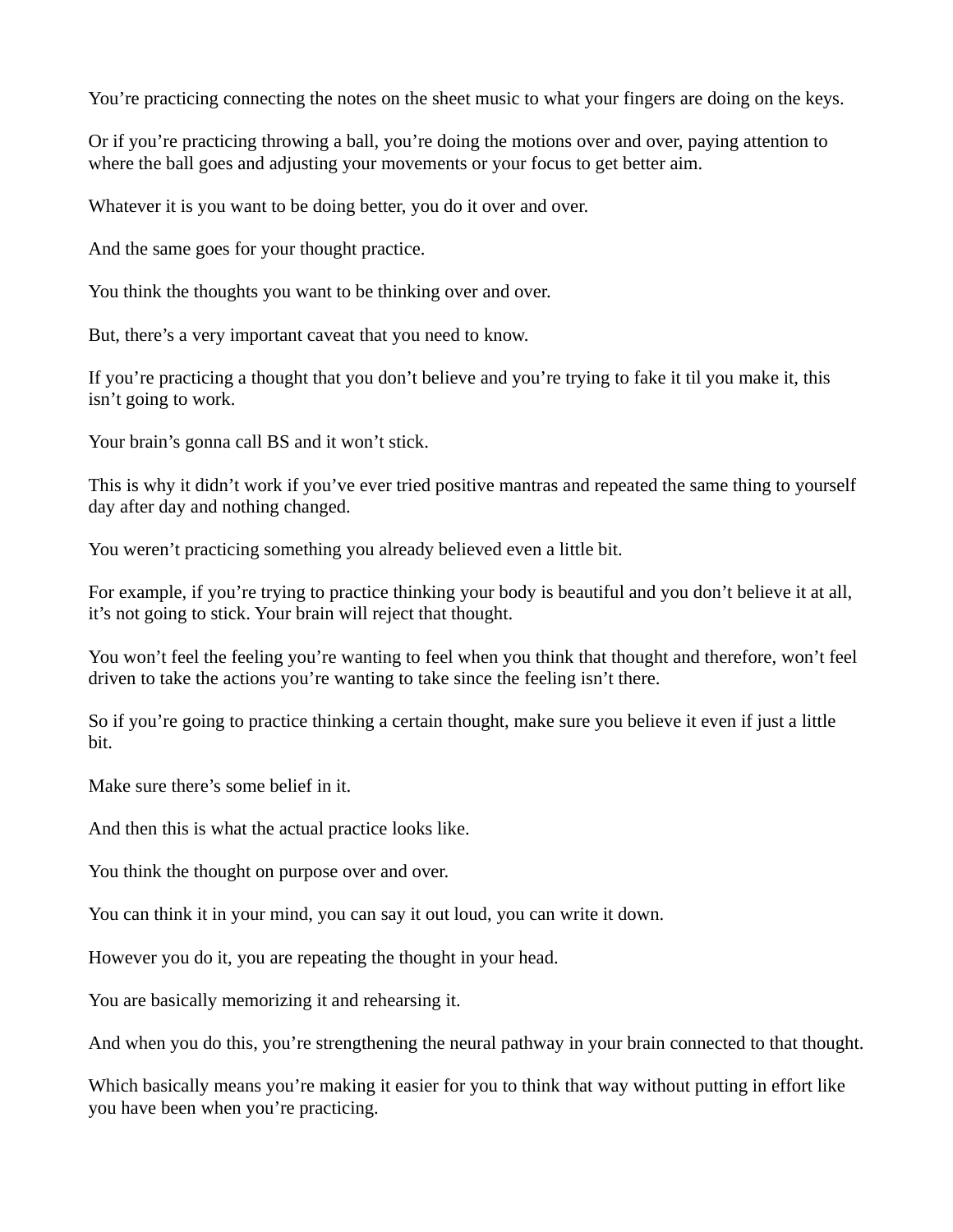You're practicing connecting the notes on the sheet music to what your fingers are doing on the keys.

Or if you're practicing throwing a ball, you're doing the motions over and over, paying attention to where the ball goes and adjusting your movements or your focus to get better aim.

Whatever it is you want to be doing better, you do it over and over.

And the same goes for your thought practice.

You think the thoughts you want to be thinking over and over.

But, there's a very important caveat that you need to know.

If you're practicing a thought that you don't believe and you're trying to fake it til you make it, this isn't going to work.

Your brain's gonna call BS and it won't stick.

This is why it didn't work if you've ever tried positive mantras and repeated the same thing to yourself day after day and nothing changed.

You weren't practicing something you already believed even a little bit.

For example, if you're trying to practice thinking your body is beautiful and you don't believe it at all, it's not going to stick. Your brain will reject that thought.

You won't feel the feeling you're wanting to feel when you think that thought and therefore, won't feel driven to take the actions you're wanting to take since the feeling isn't there.

So if you're going to practice thinking a certain thought, make sure you believe it even if just a little bit.

Make sure there's some belief in it.

And then this is what the actual practice looks like.

You think the thought on purpose over and over.

You can think it in your mind, you can say it out loud, you can write it down.

However you do it, you are repeating the thought in your head.

You are basically memorizing it and rehearsing it.

And when you do this, you're strengthening the neural pathway in your brain connected to that thought.

Which basically means you're making it easier for you to think that way without putting in effort like you have been when you're practicing.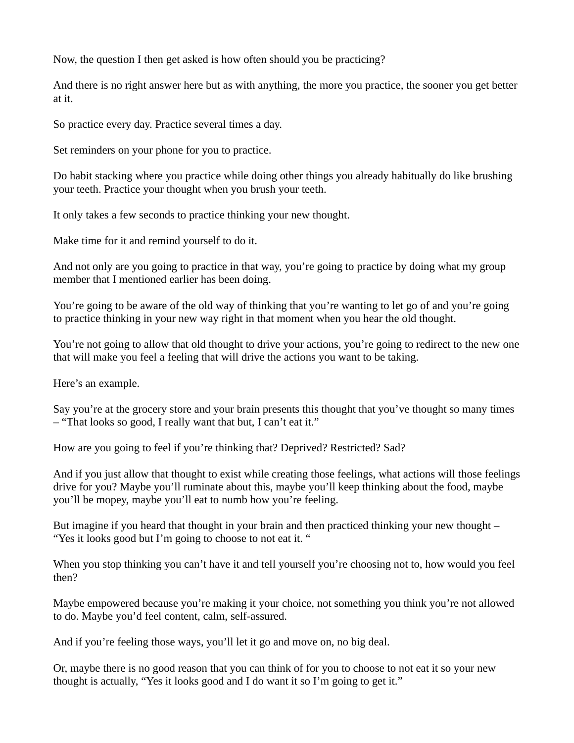Now, the question I then get asked is how often should you be practicing?

And there is no right answer here but as with anything, the more you practice, the sooner you get better at it.

So practice every day. Practice several times a day.

Set reminders on your phone for you to practice.

Do habit stacking where you practice while doing other things you already habitually do like brushing your teeth. Practice your thought when you brush your teeth.

It only takes a few seconds to practice thinking your new thought.

Make time for it and remind yourself to do it.

And not only are you going to practice in that way, you're going to practice by doing what my group member that I mentioned earlier has been doing.

You're going to be aware of the old way of thinking that you're wanting to let go of and you're going to practice thinking in your new way right in that moment when you hear the old thought.

You're not going to allow that old thought to drive your actions, you're going to redirect to the new one that will make you feel a feeling that will drive the actions you want to be taking.

Here's an example.

Say you're at the grocery store and your brain presents this thought that you've thought so many times – "That looks so good, I really want that but, I can't eat it."

How are you going to feel if you're thinking that? Deprived? Restricted? Sad?

And if you just allow that thought to exist while creating those feelings, what actions will those feelings drive for you? Maybe you'll ruminate about this, maybe you'll keep thinking about the food, maybe you'll be mopey, maybe you'll eat to numb how you're feeling.

But imagine if you heard that thought in your brain and then practiced thinking your new thought – "Yes it looks good but I'm going to choose to not eat it. "

When you stop thinking you can't have it and tell yourself you're choosing not to, how would you feel then?

Maybe empowered because you're making it your choice, not something you think you're not allowed to do. Maybe you'd feel content, calm, self-assured.

And if you're feeling those ways, you'll let it go and move on, no big deal.

Or, maybe there is no good reason that you can think of for you to choose to not eat it so your new thought is actually, "Yes it looks good and I do want it so I'm going to get it."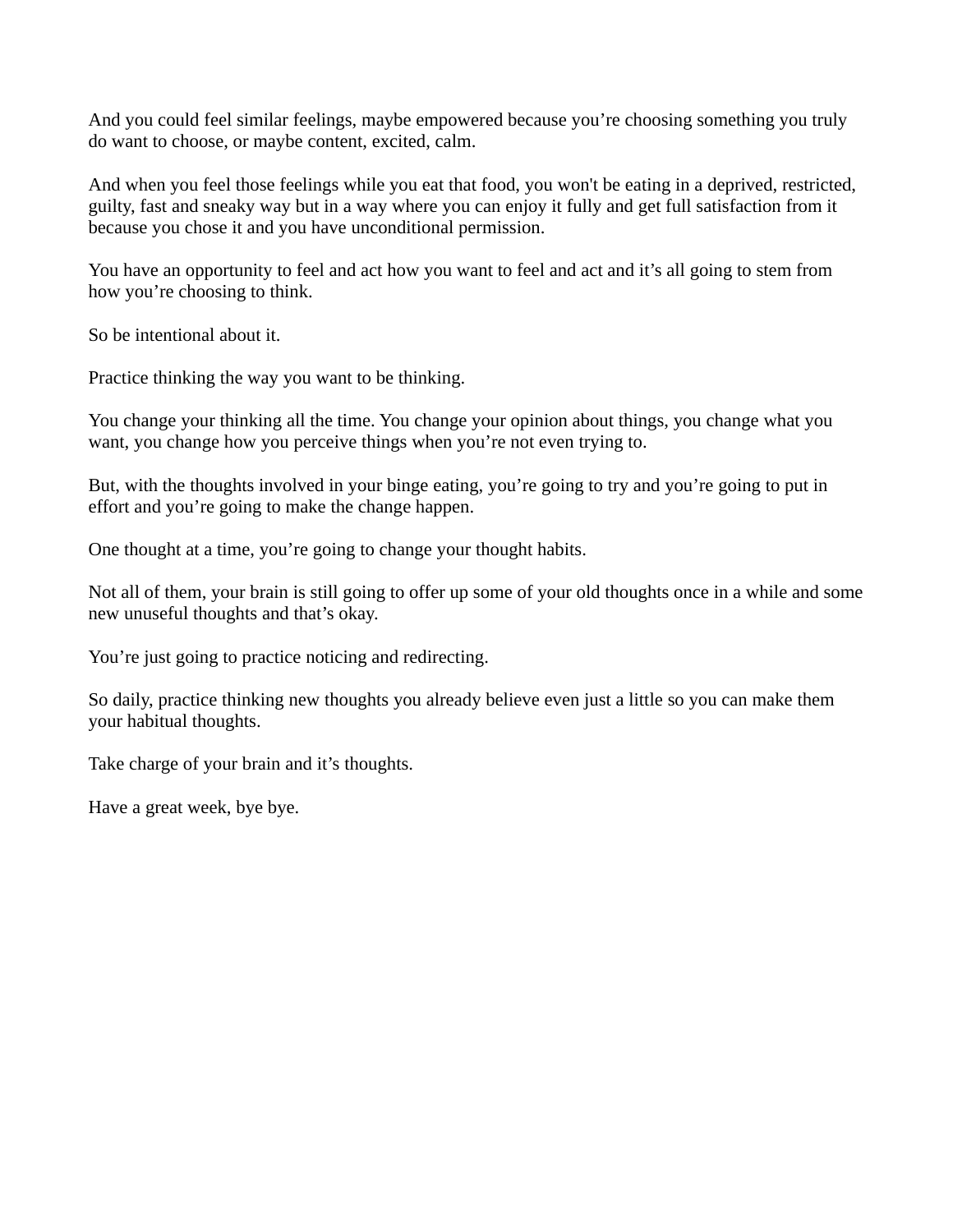And you could feel similar feelings, maybe empowered because you're choosing something you truly do want to choose, or maybe content, excited, calm.

And when you feel those feelings while you eat that food, you won't be eating in a deprived, restricted, guilty, fast and sneaky way but in a way where you can enjoy it fully and get full satisfaction from it because you chose it and you have unconditional permission.

You have an opportunity to feel and act how you want to feel and act and it's all going to stem from how you're choosing to think.

So be intentional about it.

Practice thinking the way you want to be thinking.

You change your thinking all the time. You change your opinion about things, you change what you want, you change how you perceive things when you're not even trying to.

But, with the thoughts involved in your binge eating, you're going to try and you're going to put in effort and you're going to make the change happen.

One thought at a time, you're going to change your thought habits.

Not all of them, your brain is still going to offer up some of your old thoughts once in a while and some new unuseful thoughts and that's okay.

You're just going to practice noticing and redirecting.

So daily, practice thinking new thoughts you already believe even just a little so you can make them your habitual thoughts.

Take charge of your brain and it's thoughts.

Have a great week, bye bye.